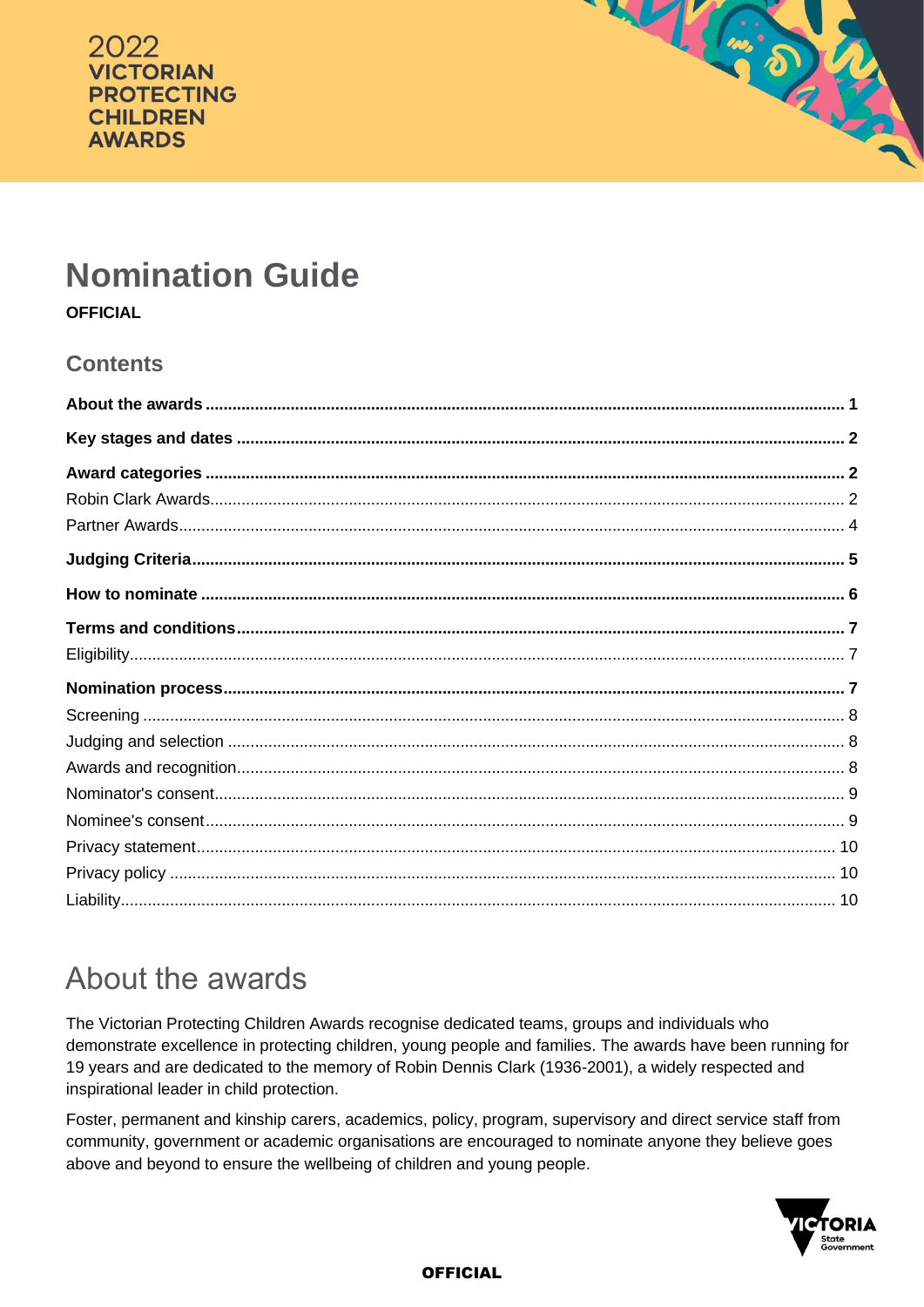2022 VICTORIAN PROTECTING CHILDREN AWARDS

# Nomination Guide

**OFFICIAL**

## Contents

**About the awards** ... 1

**Key stages and dates** ... 2

**Award categories** ... 2

Robin Clark Awards ... 2

Partner Awards ... 4

**Judging Criteria** ... 5

**How to nominate** ... 6

**Terms and conditions** ... 7

Eligibility ... 7

**Nomination process** ... 7

Screening ... 8

Judging and selection ... 8

Awards and recognition ... 8

Nominator's consent ... 9

Nominee's consent ... 9

Privacy statement ... 10

Privacy policy ... 10

Liability ... 10

# About the awards

The Victorian Protecting Children Awards recognise dedicated teams, groups and individuals who demonstrate excellence in protecting children, young people and families. The awards have been running for 19 years and are dedicated to the memory of Robin Dennis Clark (1936-2001), a widely respected and inspirational leader in child protection.

Foster, permanent and kinship carers, academics, policy, program, supervisory and direct service staff from community, government or academic organisations are encouraged to nominate anyone they believe goes above and beyond to ensure the wellbeing of children and young people.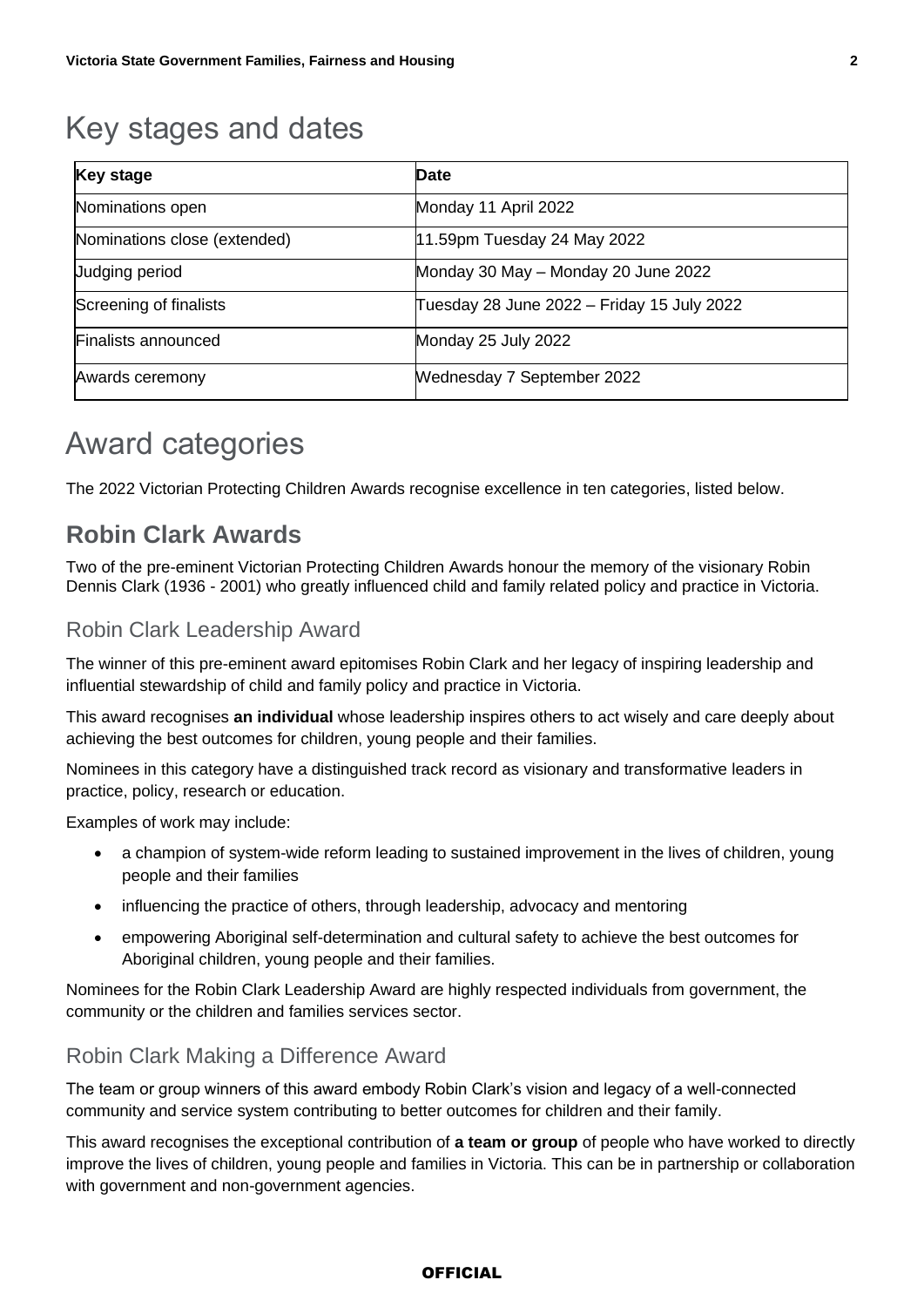# Key stages and dates

| Key stage | Date |
|---|---|
| Nominations open | Monday 11 April 2022 |
| Nominations close (extended) | 11.59pm Tuesday 24 May 2022 |
| Judging period | Monday 30 May – Monday 20 June 2022 |
| Screening of finalists | Tuesday 28 June 2022 – Friday 15 July 2022 |
| Finalists announced | Monday 25 July 2022 |
| Awards ceremony | Wednesday 7 September 2022 |

# Award categories

The 2022 Victorian Protecting Children Awards recognise excellence in ten categories, listed below.

## Robin Clark Awards

Two of the pre-eminent Victorian Protecting Children Awards honour the memory of the visionary Robin Dennis Clark (1936 - 2001) who greatly influenced child and family related policy and practice in Victoria.

### Robin Clark Leadership Award

The winner of this pre-eminent award epitomises Robin Clark and her legacy of inspiring leadership and influential stewardship of child and family policy and practice in Victoria.

This award recognises **an individual** whose leadership inspires others to act wisely and care deeply about achieving the best outcomes for children, young people and their families.

Nominees in this category have a distinguished track record as visionary and transformative leaders in practice, policy, research or education.

Examples of work may include:

- a champion of system-wide reform leading to sustained improvement in the lives of children, young people and their families
- influencing the practice of others, through leadership, advocacy and mentoring
- empowering Aboriginal self-determination and cultural safety to achieve the best outcomes for Aboriginal children, young people and their families.

Nominees for the Robin Clark Leadership Award are highly respected individuals from government, the community or the children and families services sector.

### Robin Clark Making a Difference Award

The team or group winners of this award embody Robin Clark's vision and legacy of a well-connected community and service system contributing to better outcomes for children and their family.

This award recognises the exceptional contribution of **a team or group** of people who have worked to directly improve the lives of children, young people and families in Victoria. This can be in partnership or collaboration with government and non-government agencies.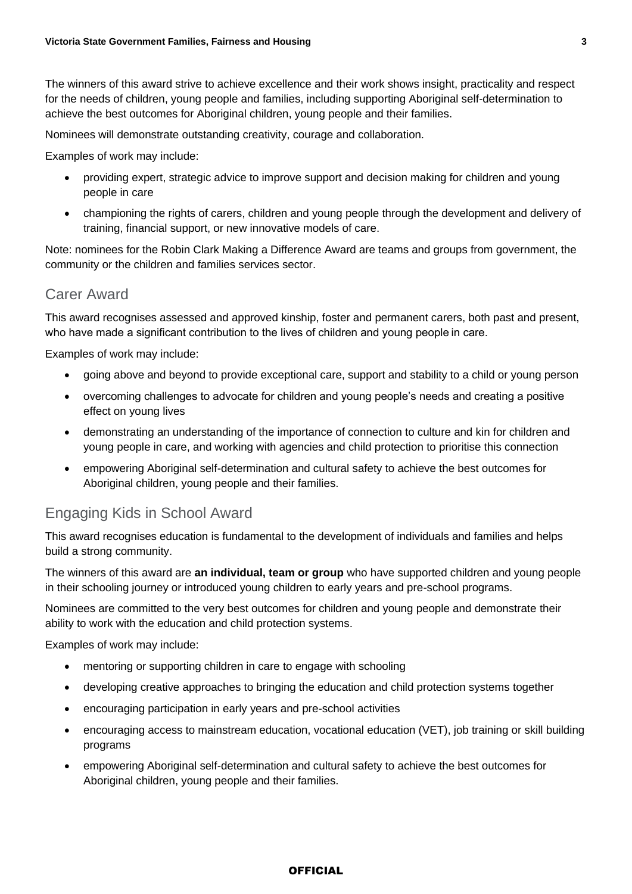The winners of this award strive to achieve excellence and their work shows insight, practicality and respect for the needs of children, young people and families, including supporting Aboriginal self-determination to achieve the best outcomes for Aboriginal children, young people and their families.

Nominees will demonstrate outstanding creativity, courage and collaboration.

Examples of work may include:

- providing expert, strategic advice to improve support and decision making for children and young people in care
- championing the rights of carers, children and young people through the development and delivery of training, financial support, or new innovative models of care.

Note: nominees for the Robin Clark Making a Difference Award are teams and groups from government, the community or the children and families services sector.

## Carer Award

This award recognises assessed and approved kinship, foster and permanent carers, both past and present, who have made a significant contribution to the lives of children and young people in care.

Examples of work may include:

- going above and beyond to provide exceptional care, support and stability to a child or young person
- overcoming challenges to advocate for children and young people's needs and creating a positive effect on young lives
- demonstrating an understanding of the importance of connection to culture and kin for children and young people in care, and working with agencies and child protection to prioritise this connection
- empowering Aboriginal self-determination and cultural safety to achieve the best outcomes for Aboriginal children, young people and their families.

## Engaging Kids in School Award

This award recognises education is fundamental to the development of individuals and families and helps build a strong community.

The winners of this award are **an individual, team or group** who have supported children and young people in their schooling journey or introduced young children to early years and pre-school programs.

Nominees are committed to the very best outcomes for children and young people and demonstrate their ability to work with the education and child protection systems.

Examples of work may include:

- mentoring or supporting children in care to engage with schooling
- developing creative approaches to bringing the education and child protection systems together
- encouraging participation in early years and pre-school activities
- encouraging access to mainstream education, vocational education (VET), job training or skill building programs
- empowering Aboriginal self-determination and cultural safety to achieve the best outcomes for Aboriginal children, young people and their families.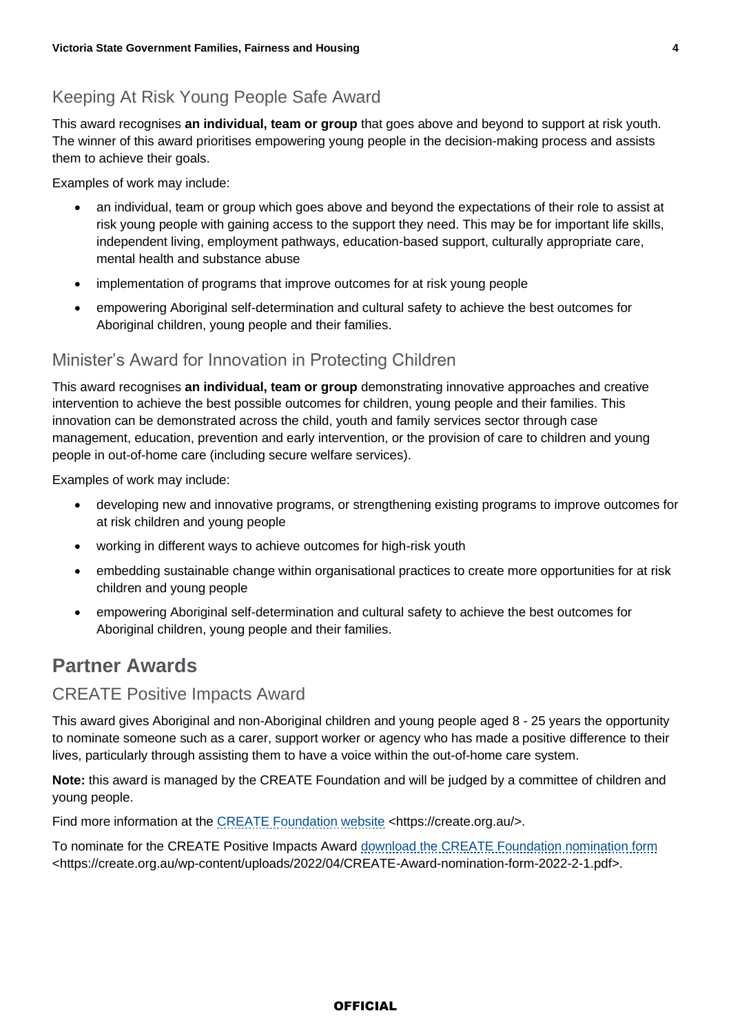### Keeping At Risk Young People Safe Award

This award recognises **an individual, team or group** that goes above and beyond to support at risk youth. The winner of this award prioritises empowering young people in the decision-making process and assists them to achieve their goals.

Examples of work may include:

- an individual, team or group which goes above and beyond the expectations of their role to assist at risk young people with gaining access to the support they need. This may be for important life skills, independent living, employment pathways, education-based support, culturally appropriate care, mental health and substance abuse
- implementation of programs that improve outcomes for at risk young people
- empowering Aboriginal self-determination and cultural safety to achieve the best outcomes for Aboriginal children, young people and their families.

### Minister's Award for Innovation in Protecting Children

This award recognises **an individual, team or group** demonstrating innovative approaches and creative intervention to achieve the best possible outcomes for children, young people and their families. This innovation can be demonstrated across the child, youth and family services sector through case management, education, prevention and early intervention, or the provision of care to children and young people in out-of-home care (including secure welfare services).

Examples of work may include:

- developing new and innovative programs, or strengthening existing programs to improve outcomes for at risk children and young people
- working in different ways to achieve outcomes for high-risk youth
- embedding sustainable change within organisational practices to create more opportunities for at risk children and young people
- empowering Aboriginal self-determination and cultural safety to achieve the best outcomes for Aboriginal children, young people and their families.

## Partner Awards

### CREATE Positive Impacts Award

This award gives Aboriginal and non-Aboriginal children and young people aged 8 - 25 years the opportunity to nominate someone such as a carer, support worker or agency who has made a positive difference to their lives, particularly through assisting them to have a voice within the out-of-home care system.

**Note:** this award is managed by the CREATE Foundation and will be judged by a committee of children and young people.

Find more information at the CREATE Foundation website <https://create.org.au/>.

To nominate for the CREATE Positive Impacts Award download the CREATE Foundation nomination form <https://create.org.au/wp-content/uploads/2022/04/CREATE-Award-nomination-form-2022-2-1.pdf>.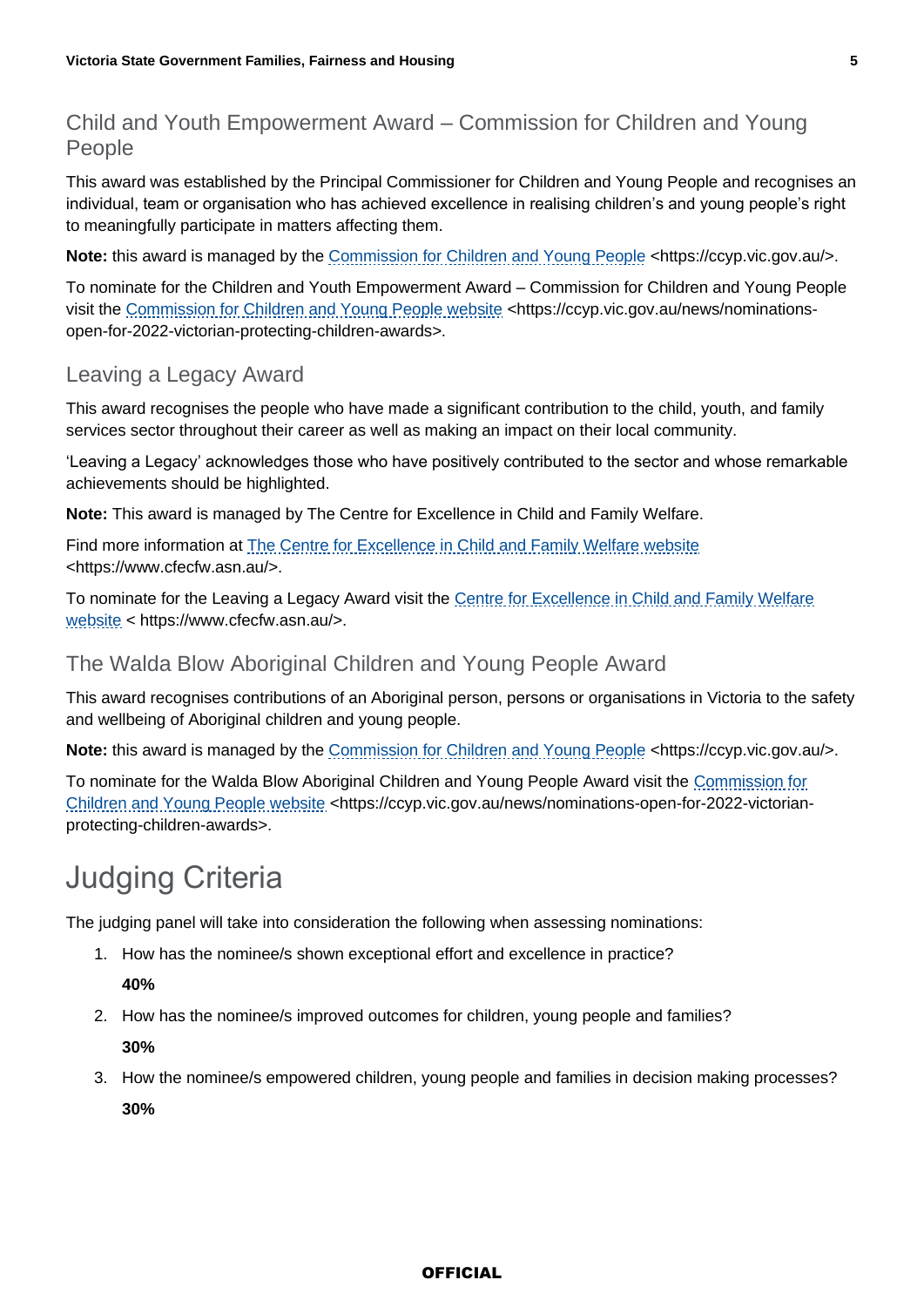## Child and Youth Empowerment Award – Commission for Children and Young People

This award was established by the Principal Commissioner for Children and Young People and recognises an individual, team or organisation who has achieved excellence in realising children's and young people's right to meaningfully participate in matters affecting them.

**Note:** this award is managed by the Commission for Children and Young People <https://ccyp.vic.gov.au/>.

To nominate for the Children and Youth Empowerment Award – Commission for Children and Young People visit the Commission for Children and Young People website <https://ccyp.vic.gov.au/news/nominations-open-for-2022-victorian-protecting-children-awards>.

## Leaving a Legacy Award

This award recognises the people who have made a significant contribution to the child, youth, and family services sector throughout their career as well as making an impact on their local community.

'Leaving a Legacy' acknowledges those who have positively contributed to the sector and whose remarkable achievements should be highlighted.

**Note:** This award is managed by The Centre for Excellence in Child and Family Welfare.

Find more information at The Centre for Excellence in Child and Family Welfare website <https://www.cfecfw.asn.au/>.

To nominate for the Leaving a Legacy Award visit the Centre for Excellence in Child and Family Welfare website < https://www.cfecfw.asn.au/>.

## The Walda Blow Aboriginal Children and Young People Award

This award recognises contributions of an Aboriginal person, persons or organisations in Victoria to the safety and wellbeing of Aboriginal children and young people.

**Note:** this award is managed by the Commission for Children and Young People <https://ccyp.vic.gov.au/>.

To nominate for the Walda Blow Aboriginal Children and Young People Award visit the Commission for Children and Young People website <https://ccyp.vic.gov.au/news/nominations-open-for-2022-victorian-protecting-children-awards>.

# Judging Criteria

The judging panel will take into consideration the following when assessing nominations:

1. How has the nominee/s shown exceptional effort and excellence in practice?

   **40%**

2. How has the nominee/s improved outcomes for children, young people and families?

   **30%**

3. How the nominee/s empowered children, young people and families in decision making processes?

   **30%**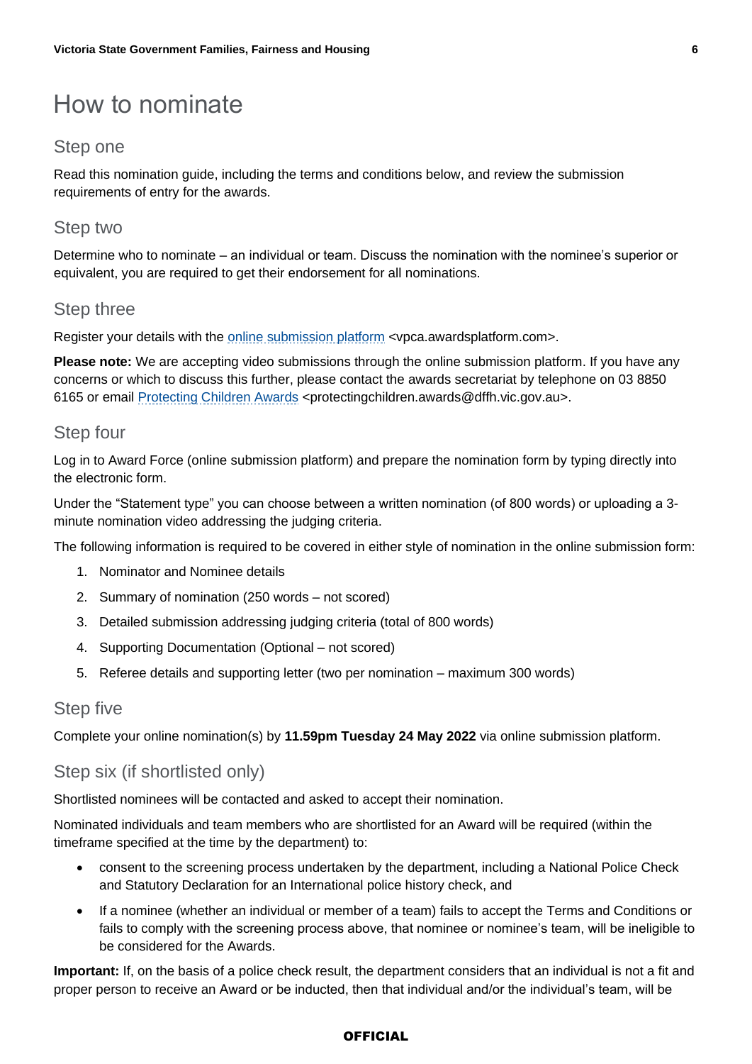# How to nominate

## Step one

Read this nomination guide, including the terms and conditions below, and review the submission requirements of entry for the awards.

## Step two

Determine who to nominate – an individual or team. Discuss the nomination with the nominee's superior or equivalent, you are required to get their endorsement for all nominations.

## Step three

Register your details with the online submission platform <vpca.awardsplatform.com>.

**Please note:** We are accepting video submissions through the online submission platform. If you have any concerns or which to discuss this further, please contact the awards secretariat by telephone on 03 8850 6165 or email Protecting Children Awards <protectingchildren.awards@dffh.vic.gov.au>.

## Step four

Log in to Award Force (online submission platform) and prepare the nomination form by typing directly into the electronic form.

Under the "Statement type" you can choose between a written nomination (of 800 words) or uploading a 3-minute nomination video addressing the judging criteria.

The following information is required to be covered in either style of nomination in the online submission form:

1. Nominator and Nominee details
2. Summary of nomination (250 words – not scored)
3. Detailed submission addressing judging criteria (total of 800 words)
4. Supporting Documentation (Optional – not scored)
5. Referee details and supporting letter (two per nomination – maximum 300 words)

## Step five

Complete your online nomination(s) by **11.59pm Tuesday 24 May 2022** via online submission platform.

## Step six (if shortlisted only)

Shortlisted nominees will be contacted and asked to accept their nomination.

Nominated individuals and team members who are shortlisted for an Award will be required (within the timeframe specified at the time by the department) to:

- consent to the screening process undertaken by the department, including a National Police Check and Statutory Declaration for an International police history check, and
- If a nominee (whether an individual or member of a team) fails to accept the Terms and Conditions or fails to comply with the screening process above, that nominee or nominee's team, will be ineligible to be considered for the Awards.

**Important:** If, on the basis of a police check result, the department considers that an individual is not a fit and proper person to receive an Award or be inducted, then that individual and/or the individual's team, will be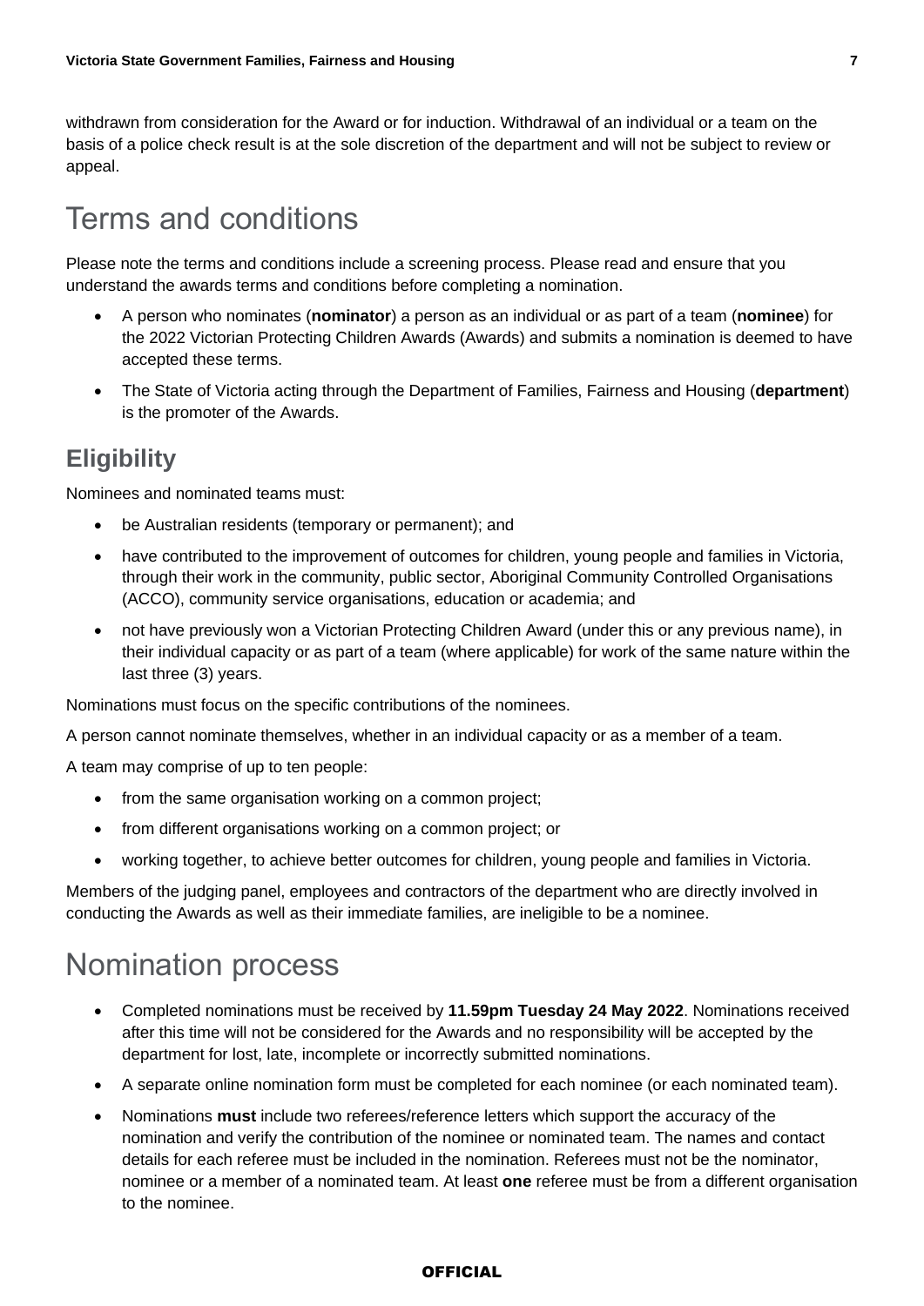withdrawn from consideration for the Award or for induction. Withdrawal of an individual or a team on the basis of a police check result is at the sole discretion of the department and will not be subject to review or appeal.

# Terms and conditions

Please note the terms and conditions include a screening process. Please read and ensure that you understand the awards terms and conditions before completing a nomination.

- A person who nominates (**nominator**) a person as an individual or as part of a team (**nominee**) for the 2022 Victorian Protecting Children Awards (Awards) and submits a nomination is deemed to have accepted these terms.
- The State of Victoria acting through the Department of Families, Fairness and Housing (**department**) is the promoter of the Awards.

## Eligibility

Nominees and nominated teams must:

- be Australian residents (temporary or permanent); and
- have contributed to the improvement of outcomes for children, young people and families in Victoria, through their work in the community, public sector, Aboriginal Community Controlled Organisations (ACCO), community service organisations, education or academia; and
- not have previously won a Victorian Protecting Children Award (under this or any previous name), in their individual capacity or as part of a team (where applicable) for work of the same nature within the last three (3) years.

Nominations must focus on the specific contributions of the nominees.

A person cannot nominate themselves, whether in an individual capacity or as a member of a team.

A team may comprise of up to ten people:

- from the same organisation working on a common project;
- from different organisations working on a common project; or
- working together, to achieve better outcomes for children, young people and families in Victoria.

Members of the judging panel, employees and contractors of the department who are directly involved in conducting the Awards as well as their immediate families, are ineligible to be a nominee.

# Nomination process

- Completed nominations must be received by **11.59pm Tuesday 24 May 2022**. Nominations received after this time will not be considered for the Awards and no responsibility will be accepted by the department for lost, late, incomplete or incorrectly submitted nominations.
- A separate online nomination form must be completed for each nominee (or each nominated team).
- Nominations **must** include two referees/reference letters which support the accuracy of the nomination and verify the contribution of the nominee or nominated team. The names and contact details for each referee must be included in the nomination. Referees must not be the nominator, nominee or a member of a nominated team. At least **one** referee must be from a different organisation to the nominee.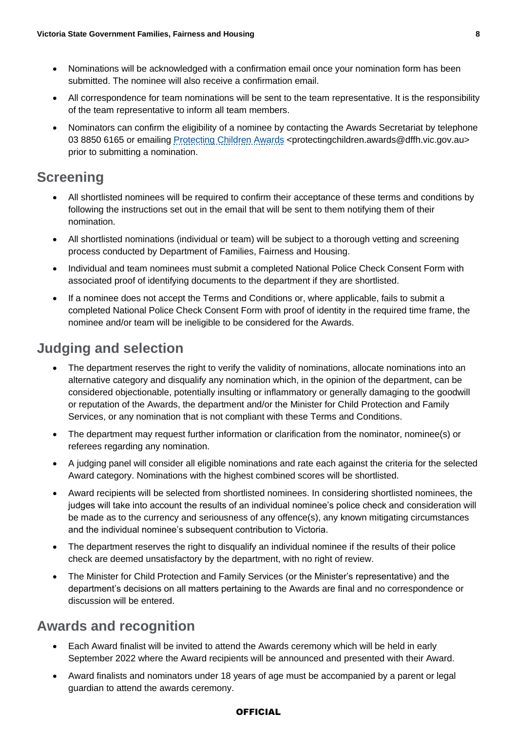- Nominations will be acknowledged with a confirmation email once your nomination form has been submitted. The nominee will also receive a confirmation email.
- All correspondence for team nominations will be sent to the team representative. It is the responsibility of the team representative to inform all team members.
- Nominators can confirm the eligibility of a nominee by contacting the Awards Secretariat by telephone 03 8850 6165 or emailing [Protecting Children Awards](mailto:protectingchildren.awards@dffh.vic.gov.au) <protectingchildren.awards@dffh.vic.gov.au> prior to submitting a nomination.

## Screening

- All shortlisted nominees will be required to confirm their acceptance of these terms and conditions by following the instructions set out in the email that will be sent to them notifying them of their nomination.
- All shortlisted nominations (individual or team) will be subject to a thorough vetting and screening process conducted by Department of Families, Fairness and Housing.
- Individual and team nominees must submit a completed National Police Check Consent Form with associated proof of identifying documents to the department if they are shortlisted.
- If a nominee does not accept the Terms and Conditions or, where applicable, fails to submit a completed National Police Check Consent Form with proof of identity in the required time frame, the nominee and/or team will be ineligible to be considered for the Awards.

## Judging and selection

- The department reserves the right to verify the validity of nominations, allocate nominations into an alternative category and disqualify any nomination which, in the opinion of the department, can be considered objectionable, potentially insulting or inflammatory or generally damaging to the goodwill or reputation of the Awards, the department and/or the Minister for Child Protection and Family Services, or any nomination that is not compliant with these Terms and Conditions.
- The department may request further information or clarification from the nominator, nominee(s) or referees regarding any nomination.
- A judging panel will consider all eligible nominations and rate each against the criteria for the selected Award category. Nominations with the highest combined scores will be shortlisted.
- Award recipients will be selected from shortlisted nominees. In considering shortlisted nominees, the judges will take into account the results of an individual nominee's police check and consideration will be made as to the currency and seriousness of any offence(s), any known mitigating circumstances and the individual nominee's subsequent contribution to Victoria.
- The department reserves the right to disqualify an individual nominee if the results of their police check are deemed unsatisfactory by the department, with no right of review.
- The Minister for Child Protection and Family Services (or the Minister's representative) and the department's decisions on all matters pertaining to the Awards are final and no correspondence or discussion will be entered.

## Awards and recognition

- Each Award finalist will be invited to attend the Awards ceremony which will be held in early September 2022 where the Award recipients will be announced and presented with their Award.
- Award finalists and nominators under 18 years of age must be accompanied by a parent or legal guardian to attend the awards ceremony.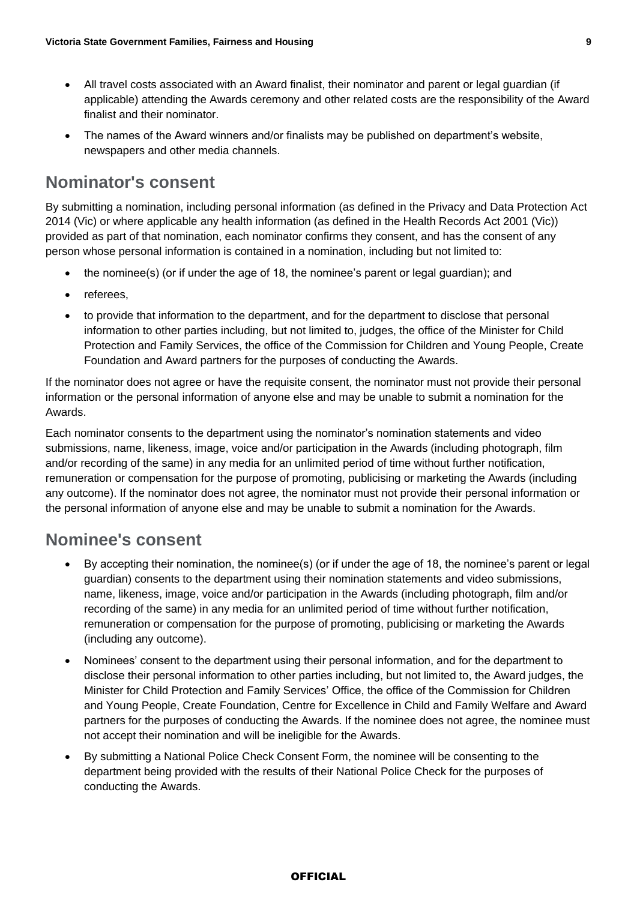- All travel costs associated with an Award finalist, their nominator and parent or legal guardian (if applicable) attending the Awards ceremony and other related costs are the responsibility of the Award finalist and their nominator.
- The names of the Award winners and/or finalists may be published on department's website, newspapers and other media channels.

## Nominator's consent

By submitting a nomination, including personal information (as defined in the Privacy and Data Protection Act 2014 (Vic) or where applicable any health information (as defined in the Health Records Act 2001 (Vic)) provided as part of that nomination, each nominator confirms they consent, and has the consent of any person whose personal information is contained in a nomination, including but not limited to:

- the nominee(s) (or if under the age of 18, the nominee's parent or legal guardian); and
- referees,
- to provide that information to the department, and for the department to disclose that personal information to other parties including, but not limited to, judges, the office of the Minister for Child Protection and Family Services, the office of the Commission for Children and Young People, Create Foundation and Award partners for the purposes of conducting the Awards.

If the nominator does not agree or have the requisite consent, the nominator must not provide their personal information or the personal information of anyone else and may be unable to submit a nomination for the Awards.

Each nominator consents to the department using the nominator's nomination statements and video submissions, name, likeness, image, voice and/or participation in the Awards (including photograph, film and/or recording of the same) in any media for an unlimited period of time without further notification, remuneration or compensation for the purpose of promoting, publicising or marketing the Awards (including any outcome). If the nominator does not agree, the nominator must not provide their personal information or the personal information of anyone else and may be unable to submit a nomination for the Awards.

## Nominee's consent

- By accepting their nomination, the nominee(s) (or if under the age of 18, the nominee's parent or legal guardian) consents to the department using their nomination statements and video submissions, name, likeness, image, voice and/or participation in the Awards (including photograph, film and/or recording of the same) in any media for an unlimited period of time without further notification, remuneration or compensation for the purpose of promoting, publicising or marketing the Awards (including any outcome).
- Nominees' consent to the department using their personal information, and for the department to disclose their personal information to other parties including, but not limited to, the Award judges, the Minister for Child Protection and Family Services' Office, the office of the Commission for Children and Young People, Create Foundation, Centre for Excellence in Child and Family Welfare and Award partners for the purposes of conducting the Awards. If the nominee does not agree, the nominee must not accept their nomination and will be ineligible for the Awards.
- By submitting a National Police Check Consent Form, the nominee will be consenting to the department being provided with the results of their National Police Check for the purposes of conducting the Awards.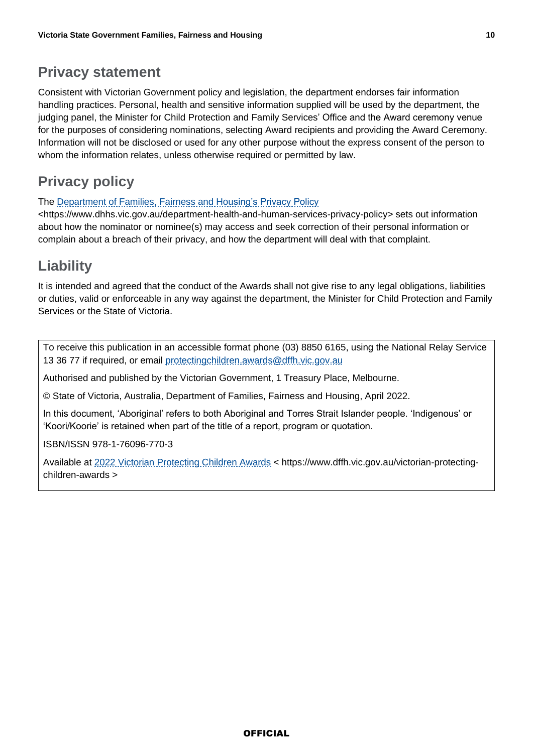## Privacy statement

Consistent with Victorian Government policy and legislation, the department endorses fair information handling practices. Personal, health and sensitive information supplied will be used by the department, the judging panel, the Minister for Child Protection and Family Services' Office and the Award ceremony venue for the purposes of considering nominations, selecting Award recipients and providing the Award Ceremony. Information will not be disclosed or used for any other purpose without the express consent of the person to whom the information relates, unless otherwise required or permitted by law.

## Privacy policy

The [Department of Families, Fairness and Housing's Privacy Policy](https://www.dhhs.vic.gov.au/department-health-and-human-services-privacy-policy) <https://www.dhhs.vic.gov.au/department-health-and-human-services-privacy-policy> sets out information about how the nominator or nominee(s) may access and seek correction of their personal information or complain about a breach of their privacy, and how the department will deal with that complaint.

## Liability

It is intended and agreed that the conduct of the Awards shall not give rise to any legal obligations, liabilities or duties, valid or enforceable in any way against the department, the Minister for Child Protection and Family Services or the State of Victoria.

To receive this publication in an accessible format phone (03) 8850 6165, using the National Relay Service 13 36 77 if required, or email [protectingchildren.awards@dffh.vic.gov.au](mailto:protectingchildren.awards@dffh.vic.gov.au)

Authorised and published by the Victorian Government, 1 Treasury Place, Melbourne.

© State of Victoria, Australia, Department of Families, Fairness and Housing, April 2022.

In this document, 'Aboriginal' refers to both Aboriginal and Torres Strait Islander people. 'Indigenous' or 'Koori/Koorie' is retained when part of the title of a report, program or quotation.

ISBN/ISSN 978-1-76096-770-3

Available at [2022 Victorian Protecting Children Awards](https://www.dffh.vic.gov.au/victorian-protecting-children-awards) < https://www.dffh.vic.gov.au/victorian-protecting-children-awards >

**OFFICIAL**